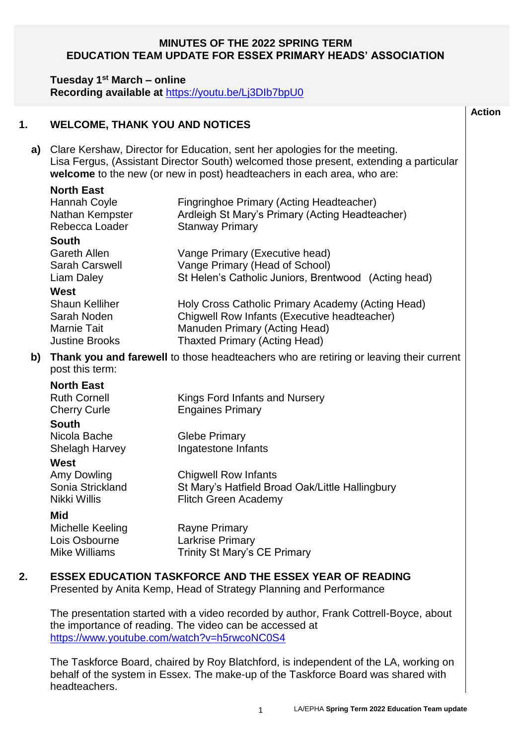**MINUTES OF THE 2022 SPRING TERM**
**EDUCATION TEAM UPDATE FOR ESSEX PRIMARY HEADS' ASSOCIATION**

**Tuesday 1st March – online**
**Recording available at** https://youtu.be/Lj3DIb7bpU0

**Action**

## 1. WELCOME, THANK YOU AND NOTICES

**a)** Clare Kershaw, Director for Education, sent her apologies for the meeting. Lisa Fergus, (Assistant Director South) welcomed those present, extending a particular **welcome** to the new (or new in post) headteachers in each area, who are:

**North East**

| | |
|---|---|
| Hannah Coyle | Fingringhoe Primary (Acting Headteacher) |
| Nathan Kempster | Ardleigh St Mary's Primary (Acting Headteacher) |
| Rebecca Loader | Stanway Primary |

**South**

| | |
|---|---|
| Gareth Allen | Vange Primary (Executive head) |
| Sarah Carswell | Vange Primary (Head of School) |
| Liam Daley | St Helen's Catholic Juniors, Brentwood (Acting head) |

**West**

| | |
|---|---|
| Shaun Kelliher | Holy Cross Catholic Primary Academy (Acting Head) |
| Sarah Noden | Chigwell Row Infants (Executive headteacher) |
| Marnie Tait | Manuden Primary (Acting Head) |
| Justine Brooks | Thaxted Primary (Acting Head) |

**b)** **Thank you and farewell** to those headteachers who are retiring or leaving their current post this term:

**North East**

| | |
|---|---|
| Ruth Cornell | Kings Ford Infants and Nursery |
| Cherry Curle | Engaines Primary |

**South**

| | |
|---|---|
| Nicola Bache | Glebe Primary |
| Shelagh Harvey | Ingatestone Infants |

**West**

| | |
|---|---|
| Amy Dowling | Chigwell Row Infants |
| Sonia Strickland | St Mary's Hatfield Broad Oak/Little Hallingbury |
| Nikki Willis | Flitch Green Academy |

**Mid**

| | |
|---|---|
| Michelle Keeling | Rayne Primary |
| Lois Osbourne | Larkrise Primary |
| Mike Williams | Trinity St Mary's CE Primary |

## 2. ESSEX EDUCATION TASKFORCE AND THE ESSEX YEAR OF READING

Presented by Anita Kemp, Head of Strategy Planning and Performance

The presentation started with a video recorded by author, Frank Cottrell-Boyce, about the importance of reading. The video can be accessed at https://www.youtube.com/watch?v=h5rwcoNC0S4

The Taskforce Board, chaired by Roy Blatchford, is independent of the LA, working on behalf of the system in Essex. The make-up of the Taskforce Board was shared with headteachers.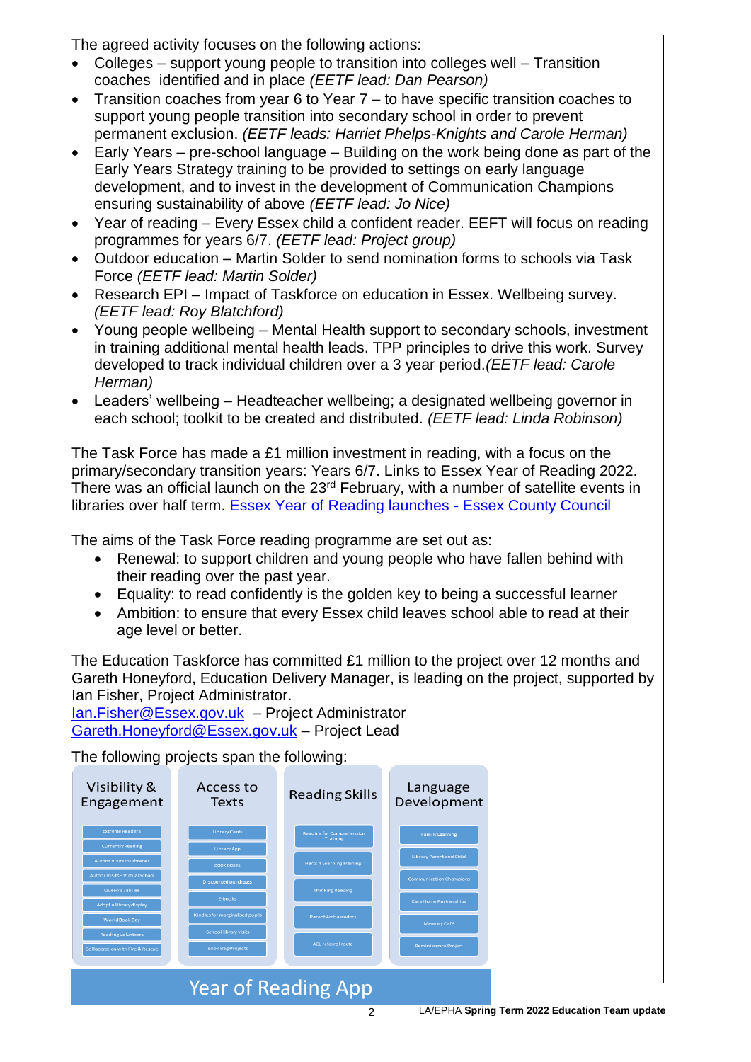The agreed activity focuses on the following actions:

- Colleges – support young people to transition into colleges well – Transition coaches identified and in place *(EETF lead: Dan Pearson)*
- Transition coaches from year 6 to Year 7 – to have specific transition coaches to support young people transition into secondary school in order to prevent permanent exclusion. *(EETF leads: Harriet Phelps-Knights and Carole Herman)*
- Early Years – pre-school language – Building on the work being done as part of the Early Years Strategy training to be provided to settings on early language development, and to invest in the development of Communication Champions ensuring sustainability of above *(EETF lead: Jo Nice)*
- Year of reading – Every Essex child a confident reader. EEFT will focus on reading programmes for years 6/7. *(EETF lead: Project group)*
- Outdoor education – Martin Solder to send nomination forms to schools via Task Force *(EETF lead: Martin Solder)*
- Research EPI – Impact of Taskforce on education in Essex. Wellbeing survey. *(EETF lead: Roy Blatchford)*
- Young people wellbeing – Mental Health support to secondary schools, investment in training additional mental health leads. TPP principles to drive this work. Survey developed to track individual children over a 3 year period.*(EETF lead: Carole Herman)*
- Leaders' wellbeing – Headteacher wellbeing; a designated wellbeing governor in each school; toolkit to be created and distributed. *(EETF lead: Linda Robinson)*

The Task Force has made a £1 million investment in reading, with a focus on the primary/secondary transition years: Years 6/7. Links to Essex Year of Reading 2022. There was an official launch on the 23rd February, with a number of satellite events in libraries over half term. [Essex Year of Reading launches - Essex County Council]

The aims of the Task Force reading programme are set out as:

- Renewal: to support children and young people who have fallen behind with their reading over the past year.
- Equality: to read confidently is the golden key to being a successful learner
- Ambition: to ensure that every Essex child leaves school able to read at their age level or better.

The Education Taskforce has committed £1 million to the project over 12 months and Gareth Honeyford, Education Delivery Manager, is leading on the project, supported by Ian Fisher, Project Administrator.
Ian.Fisher@Essex.gov.uk – Project Administrator
Gareth.Honeyford@Essex.gov.uk – Project Lead

The following projects span the following:

| Visibility & Engagement | Access to Texts | Reading Skills | Language Development |
|---|---|---|---|
| Extreme Readers | Library Cards | Reading for Comprehension Training | Family Learning |
| Currently Reading | Library App | Herts 4 Learning Training | Library Parent and Child |
| Author Visits to Libraries | Book Boxes | Thinking Reading | Communication Champions |
| Author Visits – Virtual School | Discounted purchases | Parent Ambassadors | Care Home Partnerships |
| Queen's Jubilee | E-books | ACL referral route | Memory Café |
| Adopt a library display | Kindles for marginalised pupils | | Reminiscence Project |
| World Book Day | School library visits | | |
| Reading volunteers | Book Bag Projects | | |
| Collaboration with Fire & Rescue | | | |

**Year of Reading App**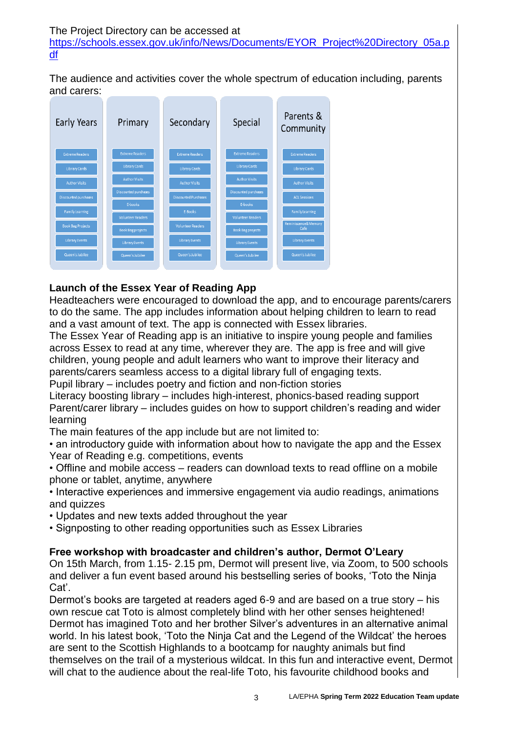The Project Directory can be accessed at
https://schools.essex.gov.uk/info/News/Documents/EYOR_Project%20Directory_05a.pdf

The audience and activities cover the whole spectrum of education including, parents and carers:

| Early Years | Primary | Secondary | Special | Parents & Community |
|---|---|---|---|---|
| Extreme Readers | Extreme Readers | Extreme Readers | Extreme Readers | Extreme Readers |
| Library Cards | Library Cards | Library Cards | Library Cards | Library Cards |
| Author Visits | Author Visits | Author Visits | Author Visits | Author Visits |
| Discounted purchases | Discounted purchases | Discounted Purchases | Discounted purchases | ACL Sessions |
| Family Learning | E-books | E-Books | E-books | Family Learning |
| Book Bag Projects | Volunteer Readers | Volunteer Readers | Volunteer Readers | Reminiscence & Memory Cafe |
| Library Events | Book Bag projects | Library Events | Book Bag projects | Library Events |
| Queen's Jubilee | Library Events | Queen's Jubilee | Library Events | Queen's Jubilee |
| | Queen's Jubilee | | Queen's Jubilee | |

**Launch of the Essex Year of Reading App**
Headteachers were encouraged to download the app, and to encourage parents/carers to do the same. The app includes information about helping children to learn to read and a vast amount of text. The app is connected with Essex libraries.
The Essex Year of Reading app is an initiative to inspire young people and families across Essex to read at any time, wherever they are. The app is free and will give children, young people and adult learners who want to improve their literacy and parents/carers seamless access to a digital library full of engaging texts.
Pupil library – includes poetry and fiction and non-fiction stories
Literacy boosting library – includes high-interest, phonics-based reading support
Parent/carer library – includes guides on how to support children's reading and wider learning
The main features of the app include but are not limited to:
- an introductory guide with information about how to navigate the app and the Essex Year of Reading e.g. competitions, events
- Offline and mobile access – readers can download texts to read offline on a mobile phone or tablet, anytime, anywhere
- Interactive experiences and immersive engagement via audio readings, animations and quizzes
- Updates and new texts added throughout the year
- Signposting to other reading opportunities such as Essex Libraries

**Free workshop with broadcaster and children's author, Dermot O'Leary**
On 15th March, from 1.15- 2.15 pm, Dermot will present live, via Zoom, to 500 schools and deliver a fun event based around his bestselling series of books, 'Toto the Ninja Cat'.
Dermot's books are targeted at readers aged 6-9 and are based on a true story – his own rescue cat Toto is almost completely blind with her other senses heightened! Dermot has imagined Toto and her brother Silver's adventures in an alternative animal world. In his latest book, 'Toto the Ninja Cat and the Legend of the Wildcat' the heroes are sent to the Scottish Highlands to a bootcamp for naughty animals but find themselves on the trail of a mysterious wildcat. In this fun and interactive event, Dermot will chat to the audience about the real-life Toto, his favourite childhood books and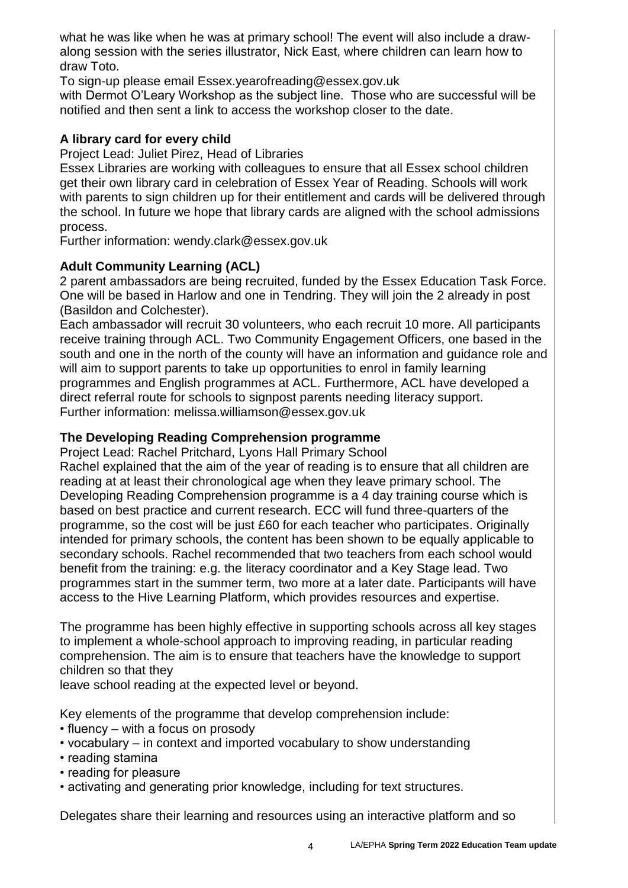what he was like when he was at primary school! The event will also include a draw-along session with the series illustrator, Nick East, where children can learn how to draw Toto.

To sign-up please email Essex.yearofreading@essex.gov.uk with Dermot O'Leary Workshop as the subject line. Those who are successful will be notified and then sent a link to access the workshop closer to the date.

**A library card for every child**

Project Lead: Juliet Pirez, Head of Libraries

Essex Libraries are working with colleagues to ensure that all Essex school children get their own library card in celebration of Essex Year of Reading. Schools will work with parents to sign children up for their entitlement and cards will be delivered through the school. In future we hope that library cards are aligned with the school admissions process.

Further information: wendy.clark@essex.gov.uk

**Adult Community Learning (ACL)**

2 parent ambassadors are being recruited, funded by the Essex Education Task Force. One will be based in Harlow and one in Tendring. They will join the 2 already in post (Basildon and Colchester).

Each ambassador will recruit 30 volunteers, who each recruit 10 more. All participants receive training through ACL. Two Community Engagement Officers, one based in the south and one in the north of the county will have an information and guidance role and will aim to support parents to take up opportunities to enrol in family learning programmes and English programmes at ACL. Furthermore, ACL have developed a direct referral route for schools to signpost parents needing literacy support.

Further information: melissa.williamson@essex.gov.uk

**The Developing Reading Comprehension programme**

Project Lead: Rachel Pritchard, Lyons Hall Primary School

Rachel explained that the aim of the year of reading is to ensure that all children are reading at at least their chronological age when they leave primary school. The Developing Reading Comprehension programme is a 4 day training course which is based on best practice and current research. ECC will fund three-quarters of the programme, so the cost will be just £60 for each teacher who participates. Originally intended for primary schools, the content has been shown to be equally applicable to secondary schools. Rachel recommended that two teachers from each school would benefit from the training: e.g. the literacy coordinator and a Key Stage lead. Two programmes start in the summer term, two more at a later date. Participants will have access to the Hive Learning Platform, which provides resources and expertise.

The programme has been highly effective in supporting schools across all key stages to implement a whole-school approach to improving reading, in particular reading comprehension. The aim is to ensure that teachers have the knowledge to support children so that they leave school reading at the expected level or beyond.

Key elements of the programme that develop comprehension include:

- fluency – with a focus on prosody
- vocabulary – in context and imported vocabulary to show understanding
- reading stamina
- reading for pleasure
- activating and generating prior knowledge, including for text structures.

Delegates share their learning and resources using an interactive platform and so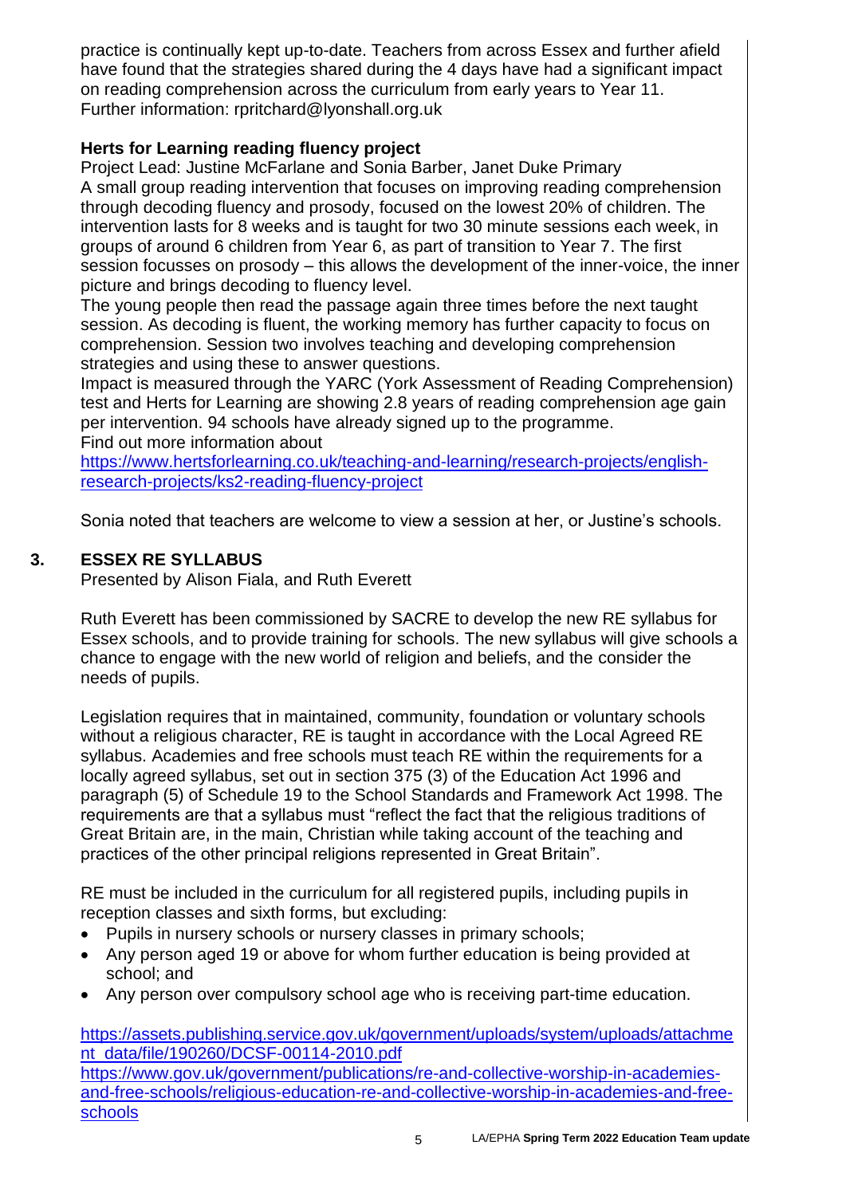practice is continually kept up-to-date. Teachers from across Essex and further afield have found that the strategies shared during the 4 days have had a significant impact on reading comprehension across the curriculum from early years to Year 11.
Further information: rpritchard@lyonshall.org.uk

**Herts for Learning reading fluency project**

Project Lead: Justine McFarlane and Sonia Barber, Janet Duke Primary
A small group reading intervention that focuses on improving reading comprehension through decoding fluency and prosody, focused on the lowest 20% of children. The intervention lasts for 8 weeks and is taught for two 30 minute sessions each week, in groups of around 6 children from Year 6, as part of transition to Year 7. The first session focusses on prosody – this allows the development of the inner-voice, the inner picture and brings decoding to fluency level.
The young people then read the passage again three times before the next taught session. As decoding is fluent, the working memory has further capacity to focus on comprehension. Session two involves teaching and developing comprehension strategies and using these to answer questions.
Impact is measured through the YARC (York Assessment of Reading Comprehension) test and Herts for Learning are showing 2.8 years of reading comprehension age gain per intervention. 94 schools have already signed up to the programme.
Find out more information about
https://www.hertsforlearning.co.uk/teaching-and-learning/research-projects/english-research-projects/ks2-reading-fluency-project

Sonia noted that teachers are welcome to view a session at her, or Justine's schools.

## 3. ESSEX RE SYLLABUS

Presented by Alison Fiala, and Ruth Everett

Ruth Everett has been commissioned by SACRE to develop the new RE syllabus for Essex schools, and to provide training for schools. The new syllabus will give schools a chance to engage with the new world of religion and beliefs, and the consider the needs of pupils.

Legislation requires that in maintained, community, foundation or voluntary schools without a religious character, RE is taught in accordance with the Local Agreed RE syllabus. Academies and free schools must teach RE within the requirements for a locally agreed syllabus, set out in section 375 (3) of the Education Act 1996 and paragraph (5) of Schedule 19 to the School Standards and Framework Act 1998. The requirements are that a syllabus must "reflect the fact that the religious traditions of Great Britain are, in the main, Christian while taking account of the teaching and practices of the other principal religions represented in Great Britain".

RE must be included in the curriculum for all registered pupils, including pupils in reception classes and sixth forms, but excluding:

- Pupils in nursery schools or nursery classes in primary schools;
- Any person aged 19 or above for whom further education is being provided at school; and
- Any person over compulsory school age who is receiving part-time education.

https://assets.publishing.service.gov.uk/government/uploads/system/uploads/attachment_data/file/190260/DCSF-00114-2010.pdf
https://www.gov.uk/government/publications/re-and-collective-worship-in-academies-and-free-schools/religious-education-re-and-collective-worship-in-academies-and-free-schools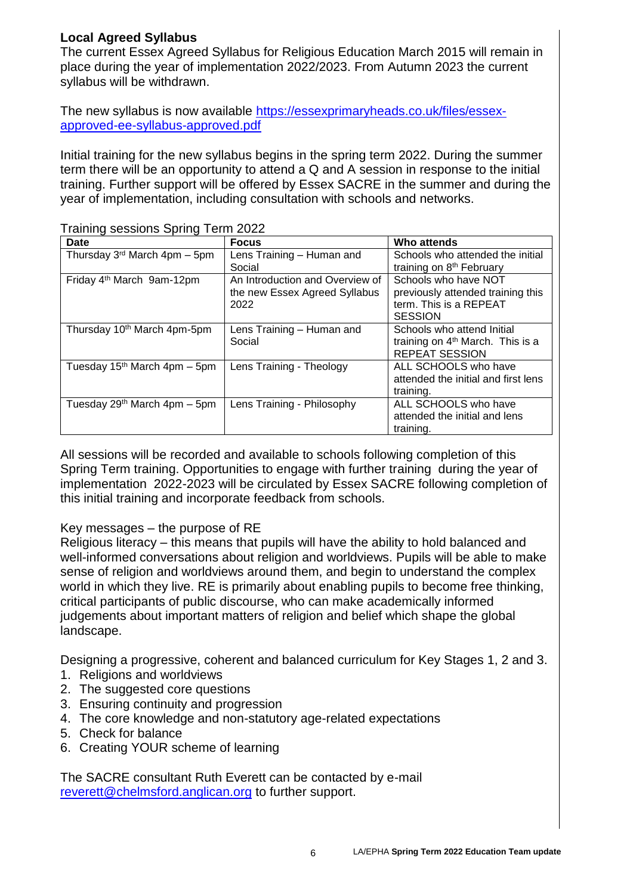**Local Agreed Syllabus**

The current Essex Agreed Syllabus for Religious Education March 2015 will remain in place during the year of implementation 2022/2023. From Autumn 2023 the current syllabus will be withdrawn.

The new syllabus is now available [https://essexprimaryheads.co.uk/files/essex-approved-ee-syllabus-approved.pdf](https://essexprimaryheads.co.uk/files/essex-approved-ee-syllabus-approved.pdf)

Initial training for the new syllabus begins in the spring term 2022. During the summer term there will be an opportunity to attend a Q and A session in response to the initial training. Further support will be offered by Essex SACRE in the summer and during the year of implementation, including consultation with schools and networks.

Training sessions Spring Term 2022

| Date | Focus | Who attends |
|---|---|---|
| Thursday 3rd March 4pm – 5pm | Lens Training – Human and Social | Schools who attended the initial training on 8th February |
| Friday 4th March 9am-12pm | An Introduction and Overview of the new Essex Agreed Syllabus 2022 | Schools who have NOT previously attended training this term. This is a REPEAT SESSION |
| Thursday 10th March 4pm-5pm | Lens Training – Human and Social | Schools who attend Initial training on 4th March. This is a REPEAT SESSION |
| Tuesday 15th March 4pm – 5pm | Lens Training - Theology | ALL SCHOOLS who have attended the initial and first lens training. |
| Tuesday 29th March 4pm – 5pm | Lens Training - Philosophy | ALL SCHOOLS who have attended the initial and lens training. |

All sessions will be recorded and available to schools following completion of this Spring Term training. Opportunities to engage with further training during the year of implementation 2022-2023 will be circulated by Essex SACRE following completion of this initial training and incorporate feedback from schools.

Key messages – the purpose of RE

Religious literacy – this means that pupils will have the ability to hold balanced and well-informed conversations about religion and worldviews. Pupils will be able to make sense of religion and worldviews around them, and begin to understand the complex world in which they live. RE is primarily about enabling pupils to become free thinking, critical participants of public discourse, who can make academically informed judgements about important matters of religion and belief which shape the global landscape.

Designing a progressive, coherent and balanced curriculum for Key Stages 1, 2 and 3.

1. Religions and worldviews
2. The suggested core questions
3. Ensuring continuity and progression
4. The core knowledge and non-statutory age-related expectations
5. Check for balance
6. Creating YOUR scheme of learning

The SACRE consultant Ruth Everett can be contacted by e-mail [reverett@chelmsford.anglican.org](mailto:reverett@chelmsford.anglican.org) to further support.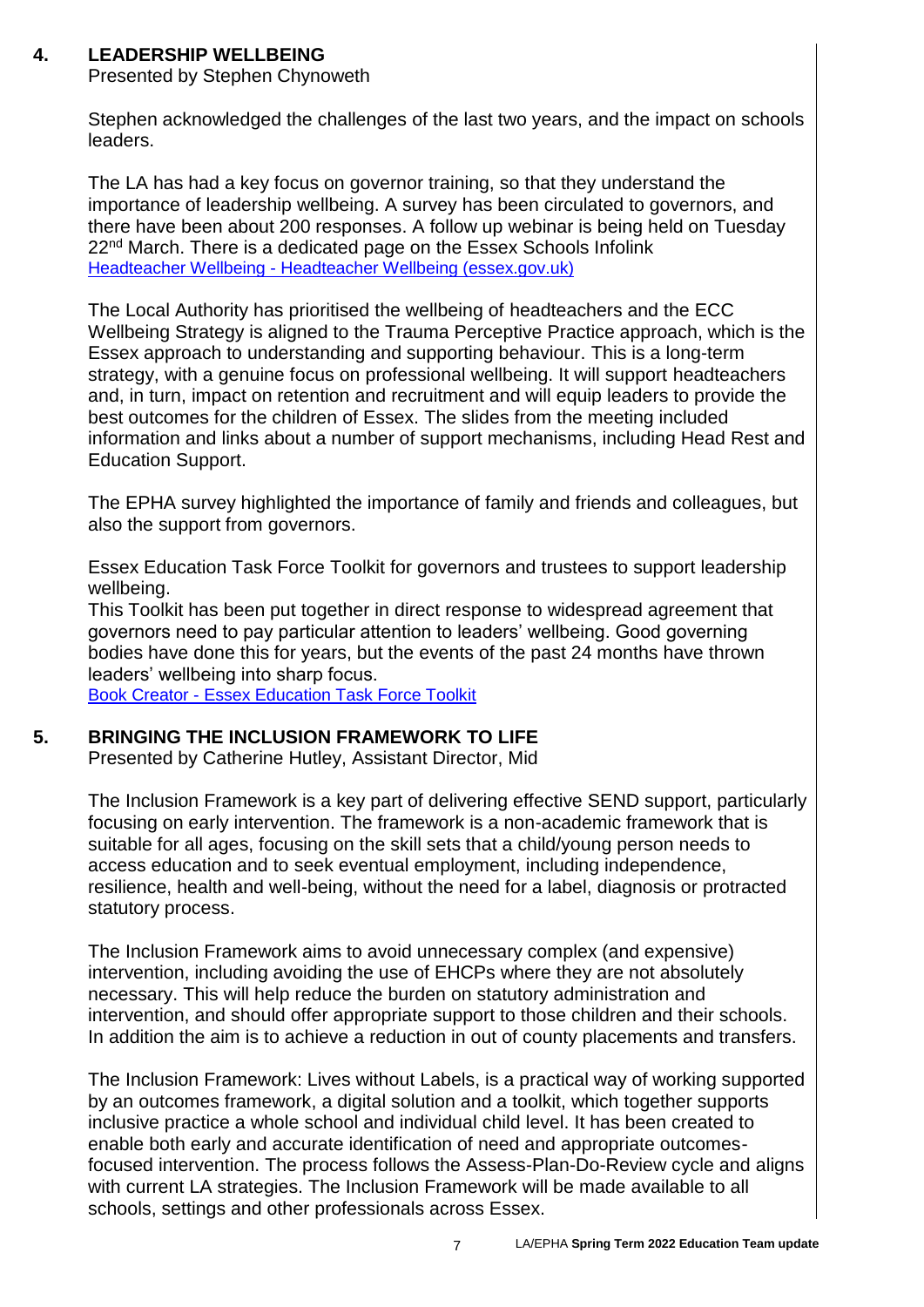## 4. LEADERSHIP WELLBEING

Presented by Stephen Chynoweth

Stephen acknowledged the challenges of the last two years, and the impact on schools leaders.

The LA has had a key focus on governor training, so that they understand the importance of leadership wellbeing. A survey has been circulated to governors, and there have been about 200 responses. A follow up webinar is being held on Tuesday 22nd March. There is a dedicated page on the Essex Schools Infolink [Headteacher Wellbeing - Headteacher Wellbeing (essex.gov.uk)]

The Local Authority has prioritised the wellbeing of headteachers and the ECC Wellbeing Strategy is aligned to the Trauma Perceptive Practice approach, which is the Essex approach to understanding and supporting behaviour. This is a long-term strategy, with a genuine focus on professional wellbeing. It will support headteachers and, in turn, impact on retention and recruitment and will equip leaders to provide the best outcomes for the children of Essex. The slides from the meeting included information and links about a number of support mechanisms, including Head Rest and Education Support.

The EPHA survey highlighted the importance of family and friends and colleagues, but also the support from governors.

Essex Education Task Force Toolkit for governors and trustees to support leadership wellbeing.
This Toolkit has been put together in direct response to widespread agreement that governors need to pay particular attention to leaders' wellbeing. Good governing bodies have done this for years, but the events of the past 24 months have thrown leaders' wellbeing into sharp focus.
[Book Creator - Essex Education Task Force Toolkit]

## 5. BRINGING THE INCLUSION FRAMEWORK TO LIFE

Presented by Catherine Hutley, Assistant Director, Mid

The Inclusion Framework is a key part of delivering effective SEND support, particularly focusing on early intervention. The framework is a non-academic framework that is suitable for all ages, focusing on the skill sets that a child/young person needs to access education and to seek eventual employment, including independence, resilience, health and well-being, without the need for a label, diagnosis or protracted statutory process.

The Inclusion Framework aims to avoid unnecessary complex (and expensive) intervention, including avoiding the use of EHCPs where they are not absolutely necessary. This will help reduce the burden on statutory administration and intervention, and should offer appropriate support to those children and their schools. In addition the aim is to achieve a reduction in out of county placements and transfers.

The Inclusion Framework: Lives without Labels, is a practical way of working supported by an outcomes framework, a digital solution and a toolkit, which together supports inclusive practice a whole school and individual child level. It has been created to enable both early and accurate identification of need and appropriate outcomes-focused intervention. The process follows the Assess-Plan-Do-Review cycle and aligns with current LA strategies. The Inclusion Framework will be made available to all schools, settings and other professionals across Essex.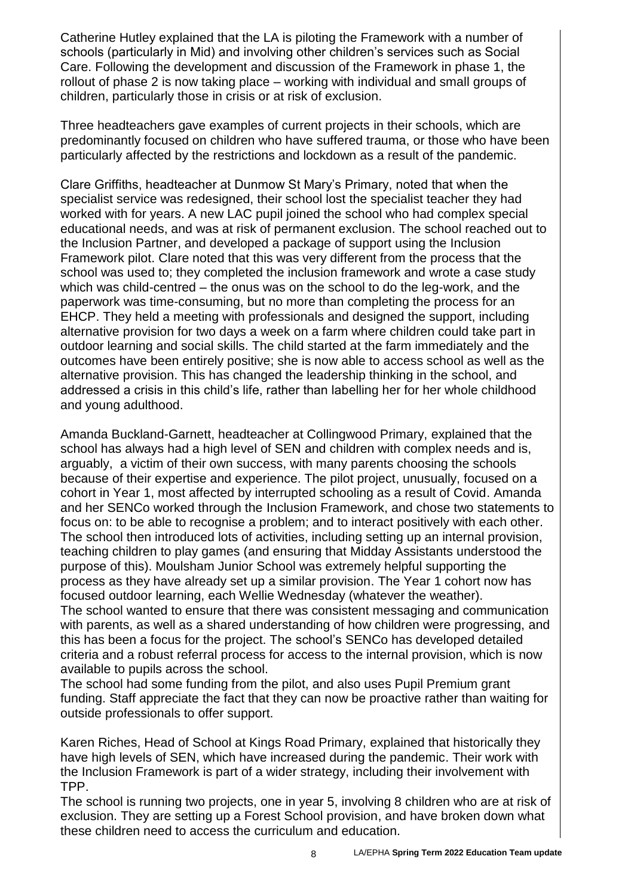Catherine Hutley explained that the LA is piloting the Framework with a number of schools (particularly in Mid) and involving other children's services such as Social Care. Following the development and discussion of the Framework in phase 1, the rollout of phase 2 is now taking place – working with individual and small groups of children, particularly those in crisis or at risk of exclusion.

Three headteachers gave examples of current projects in their schools, which are predominantly focused on children who have suffered trauma, or those who have been particularly affected by the restrictions and lockdown as a result of the pandemic.

Clare Griffiths, headteacher at Dunmow St Mary's Primary, noted that when the specialist service was redesigned, their school lost the specialist teacher they had worked with for years. A new LAC pupil joined the school who had complex special educational needs, and was at risk of permanent exclusion. The school reached out to the Inclusion Partner, and developed a package of support using the Inclusion Framework pilot. Clare noted that this was very different from the process that the school was used to; they completed the inclusion framework and wrote a case study which was child-centred – the onus was on the school to do the leg-work, and the paperwork was time-consuming, but no more than completing the process for an EHCP. They held a meeting with professionals and designed the support, including alternative provision for two days a week on a farm where children could take part in outdoor learning and social skills. The child started at the farm immediately and the outcomes have been entirely positive; she is now able to access school as well as the alternative provision. This has changed the leadership thinking in the school, and addressed a crisis in this child's life, rather than labelling her for her whole childhood and young adulthood.

Amanda Buckland-Garnett, headteacher at Collingwood Primary, explained that the school has always had a high level of SEN and children with complex needs and is, arguably, a victim of their own success, with many parents choosing the schools because of their expertise and experience. The pilot project, unusually, focused on a cohort in Year 1, most affected by interrupted schooling as a result of Covid. Amanda and her SENCo worked through the Inclusion Framework, and chose two statements to focus on: to be able to recognise a problem; and to interact positively with each other. The school then introduced lots of activities, including setting up an internal provision, teaching children to play games (and ensuring that Midday Assistants understood the purpose of this). Moulsham Junior School was extremely helpful supporting the process as they have already set up a similar provision. The Year 1 cohort now has focused outdoor learning, each Wellie Wednesday (whatever the weather).
The school wanted to ensure that there was consistent messaging and communication with parents, as well as a shared understanding of how children were progressing, and this has been a focus for the project. The school's SENCo has developed detailed criteria and a robust referral process for access to the internal provision, which is now available to pupils across the school.
The school had some funding from the pilot, and also uses Pupil Premium grant funding. Staff appreciate the fact that they can now be proactive rather than waiting for outside professionals to offer support.

Karen Riches, Head of School at Kings Road Primary, explained that historically they have high levels of SEN, which have increased during the pandemic. Their work with the Inclusion Framework is part of a wider strategy, including their involvement with TPP.
The school is running two projects, one in year 5, involving 8 children who are at risk of exclusion. They are setting up a Forest School provision, and have broken down what these children need to access the curriculum and education.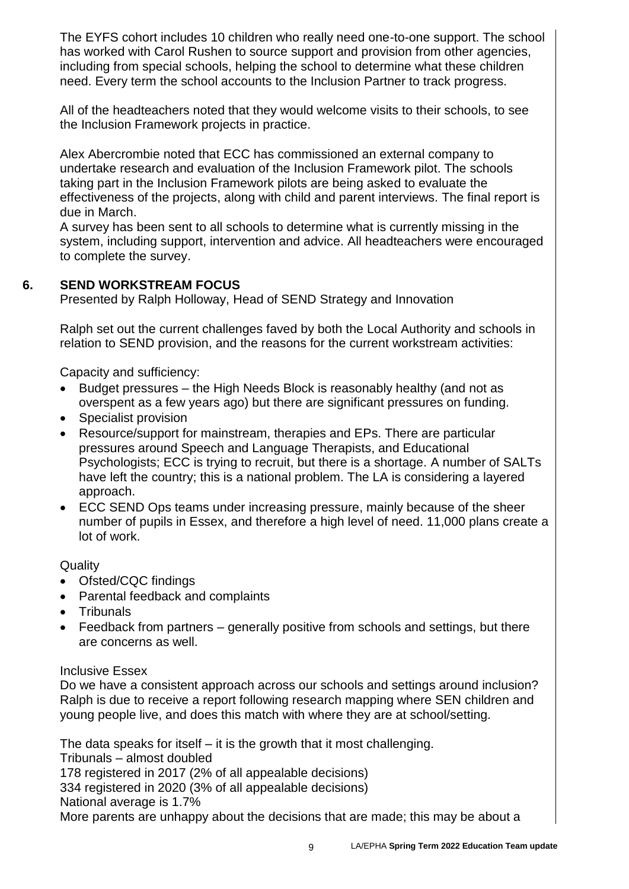The EYFS cohort includes 10 children who really need one-to-one support. The school has worked with Carol Rushen to source support and provision from other agencies, including from special schools, helping the school to determine what these children need. Every term the school accounts to the Inclusion Partner to track progress.

All of the headteachers noted that they would welcome visits to their schools, to see the Inclusion Framework projects in practice.

Alex Abercrombie noted that ECC has commissioned an external company to undertake research and evaluation of the Inclusion Framework pilot. The schools taking part in the Inclusion Framework pilots are being asked to evaluate the effectiveness of the projects, along with child and parent interviews. The final report is due in March.
A survey has been sent to all schools to determine what is currently missing in the system, including support, intervention and advice. All headteachers were encouraged to complete the survey.

## 6. SEND WORKSTREAM FOCUS

Presented by Ralph Holloway, Head of SEND Strategy and Innovation

Ralph set out the current challenges faved by both the Local Authority and schools in relation to SEND provision, and the reasons for the current workstream activities:

Capacity and sufficiency:

- Budget pressures – the High Needs Block is reasonably healthy (and not as overspent as a few years ago) but there are significant pressures on funding.
- Specialist provision
- Resource/support for mainstream, therapies and EPs. There are particular pressures around Speech and Language Therapists, and Educational Psychologists; ECC is trying to recruit, but there is a shortage. A number of SALTs have left the country; this is a national problem. The LA is considering a layered approach.
- ECC SEND Ops teams under increasing pressure, mainly because of the sheer number of pupils in Essex, and therefore a high level of need. 11,000 plans create a lot of work.

Quality

- Ofsted/CQC findings
- Parental feedback and complaints
- Tribunals
- Feedback from partners – generally positive from schools and settings, but there are concerns as well.

Inclusive Essex

Do we have a consistent approach across our schools and settings around inclusion? Ralph is due to receive a report following research mapping where SEN children and young people live, and does this match with where they are at school/setting.

The data speaks for itself – it is the growth that it most challenging.
Tribunals – almost doubled
178 registered in 2017 (2% of all appealable decisions)
334 registered in 2020 (3% of all appealable decisions)
National average is 1.7%
More parents are unhappy about the decisions that are made; this may be about a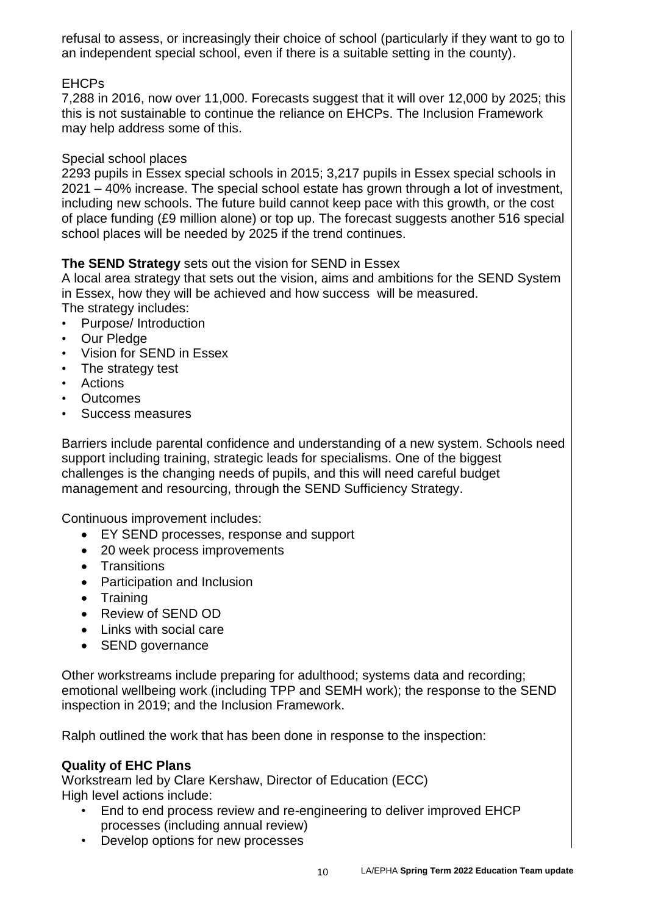refusal to assess, or increasingly their choice of school (particularly if they want to go to an independent special school, even if there is a suitable setting in the county).

EHCPs
7,288 in 2016, now over 11,000. Forecasts suggest that it will over 12,000 by 2025; this this is not sustainable to continue the reliance on EHCPs. The Inclusion Framework may help address some of this.

Special school places
2293 pupils in Essex special schools in 2015; 3,217 pupils in Essex special schools in 2021 – 40% increase. The special school estate has grown through a lot of investment, including new schools. The future build cannot keep pace with this growth, or the cost of place funding (£9 million alone) or top up. The forecast suggests another 516 special school places will be needed by 2025 if the trend continues.

**The SEND Strategy** sets out the vision for SEND in Essex
A local area strategy that sets out the vision, aims and ambitions for the SEND System in Essex, how they will be achieved and how success will be measured.
The strategy includes:

- Purpose/ Introduction
- Our Pledge
- Vision for SEND in Essex
- The strategy test
- Actions
- Outcomes
- Success measures

Barriers include parental confidence and understanding of a new system. Schools need support including training, strategic leads for specialisms. One of the biggest challenges is the changing needs of pupils, and this will need careful budget management and resourcing, through the SEND Sufficiency Strategy.

Continuous improvement includes:

- EY SEND processes, response and support
- 20 week process improvements
- Transitions
- Participation and Inclusion
- Training
- Review of SEND OD
- Links with social care
- SEND governance

Other workstreams include preparing for adulthood; systems data and recording; emotional wellbeing work (including TPP and SEMH work); the response to the SEND inspection in 2019; and the Inclusion Framework.

Ralph outlined the work that has been done in response to the inspection:

**Quality of EHC Plans**
Workstream led by Clare Kershaw, Director of Education (ECC)
High level actions include:

- End to end process review and re-engineering to deliver improved EHCP processes (including annual review)
- Develop options for new processes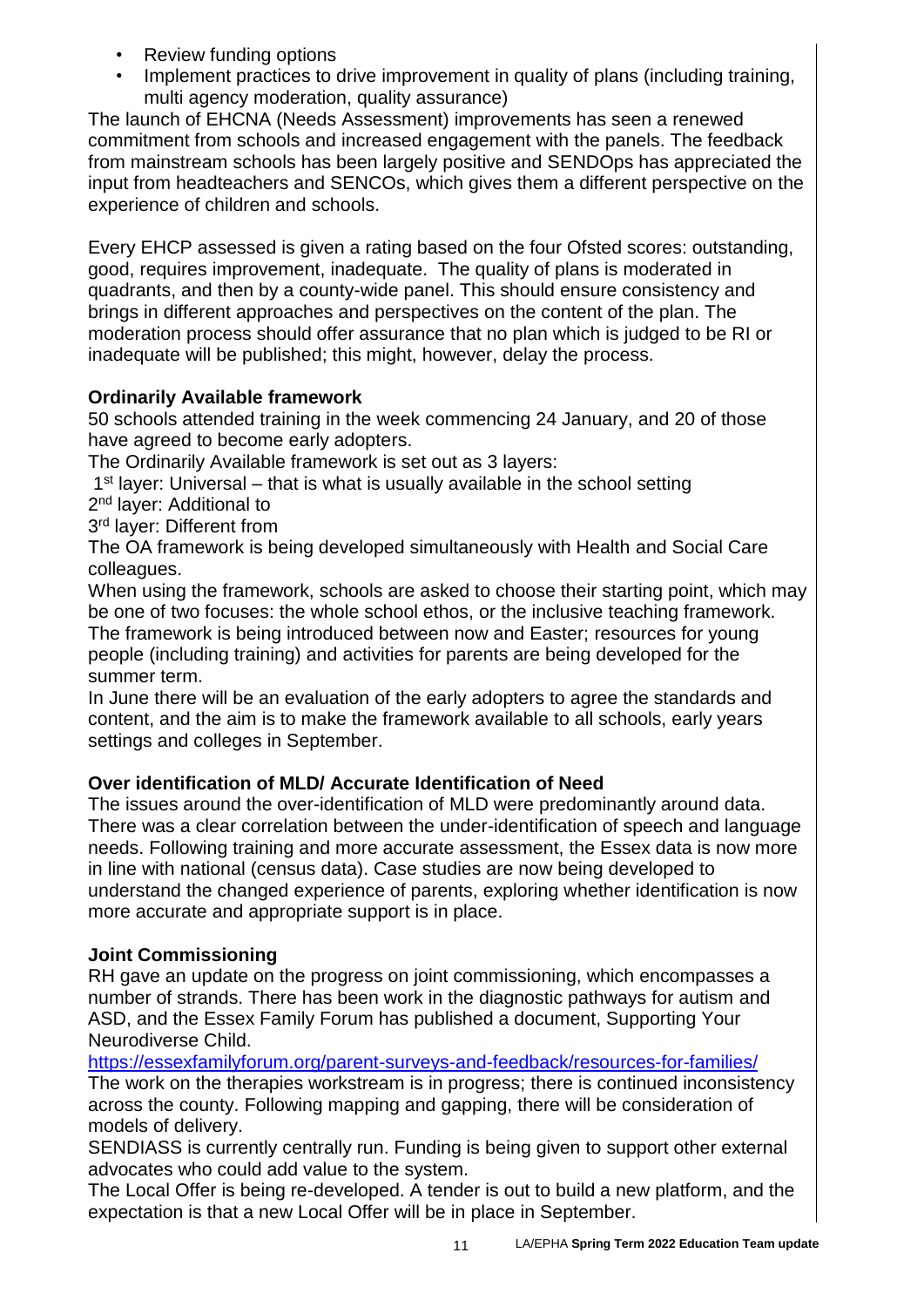- Review funding options
- Implement practices to drive improvement in quality of plans (including training, multi agency moderation, quality assurance)

The launch of EHCNA (Needs Assessment) improvements has seen a renewed commitment from schools and increased engagement with the panels. The feedback from mainstream schools has been largely positive and SENDOps has appreciated the input from headteachers and SENCOs, which gives them a different perspective on the experience of children and schools.

Every EHCP assessed is given a rating based on the four Ofsted scores: outstanding, good, requires improvement, inadequate. The quality of plans is moderated in quadrants, and then by a county-wide panel. This should ensure consistency and brings in different approaches and perspectives on the content of the plan. The moderation process should offer assurance that no plan which is judged to be RI or inadequate will be published; this might, however, delay the process.

**Ordinarily Available framework**

50 schools attended training in the week commencing 24 January, and 20 of those have agreed to become early adopters.

The Ordinarily Available framework is set out as 3 layers:

1st layer: Universal – that is what is usually available in the school setting
2nd layer: Additional to
3rd layer: Different from

The OA framework is being developed simultaneously with Health and Social Care colleagues.

When using the framework, schools are asked to choose their starting point, which may be one of two focuses: the whole school ethos, or the inclusive teaching framework. The framework is being introduced between now and Easter; resources for young people (including training) and activities for parents are being developed for the summer term.

In June there will be an evaluation of the early adopters to agree the standards and content, and the aim is to make the framework available to all schools, early years settings and colleges in September.

**Over identification of MLD/ Accurate Identification of Need**

The issues around the over-identification of MLD were predominantly around data. There was a clear correlation between the under-identification of speech and language needs. Following training and more accurate assessment, the Essex data is now more in line with national (census data). Case studies are now being developed to understand the changed experience of parents, exploring whether identification is now more accurate and appropriate support is in place.

**Joint Commissioning**

RH gave an update on the progress on joint commissioning, which encompasses a number of strands. There has been work in the diagnostic pathways for autism and ASD, and the Essex Family Forum has published a document, Supporting Your Neurodiverse Child.

https://essexfamilyforum.org/parent-surveys-and-feedback/resources-for-families/

The work on the therapies workstream is in progress; there is continued inconsistency across the county. Following mapping and gapping, there will be consideration of models of delivery.

SENDIASS is currently centrally run. Funding is being given to support other external advocates who could add value to the system.

The Local Offer is being re-developed. A tender is out to build a new platform, and the expectation is that a new Local Offer will be in place in September.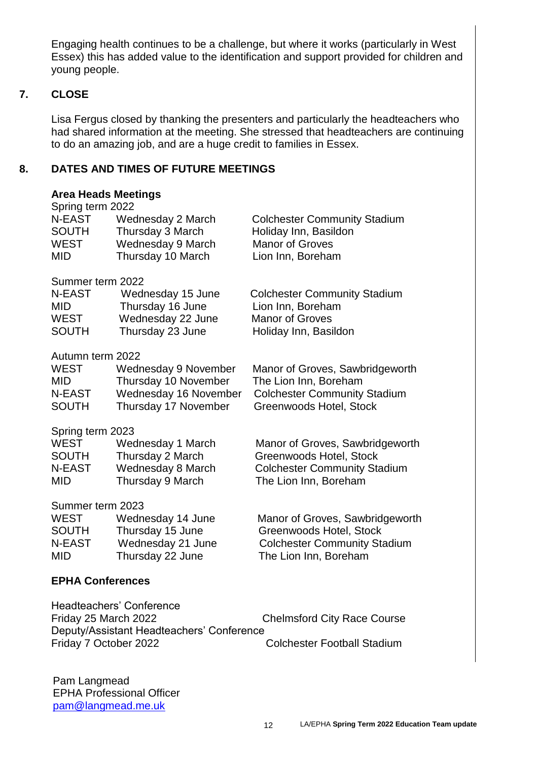Engaging health continues to be a challenge, but where it works (particularly in West Essex) this has added value to the identification and support provided for children and young people.

## 7. CLOSE

Lisa Fergus closed by thanking the presenters and particularly the headteachers who had shared information at the meeting. She stressed that headteachers are continuing to do an amazing job, and are a huge credit to families in Essex.

## 8. DATES AND TIMES OF FUTURE MEETINGS

**Area Heads Meetings**

Spring term 2022

| | | |
|---|---|---|
| N-EAST | Wednesday 2 March | Colchester Community Stadium |
| SOUTH | Thursday 3 March | Holiday Inn, Basildon |
| WEST | Wednesday 9 March | Manor of Groves |
| MID | Thursday 10 March | Lion Inn, Boreham |

Summer term 2022

| | | |
|---|---|---|
| N-EAST | Wednesday 15 June | Colchester Community Stadium |
| MID | Thursday 16 June | Lion Inn, Boreham |
| WEST | Wednesday 22 June | Manor of Groves |
| SOUTH | Thursday 23 June | Holiday Inn, Basildon |

Autumn term 2022

| | | |
|---|---|---|
| WEST | Wednesday 9 November | Manor of Groves, Sawbridgeworth |
| MID | Thursday 10 November | The Lion Inn, Boreham |
| N-EAST | Wednesday 16 November | Colchester Community Stadium |
| SOUTH | Thursday 17 November | Greenwoods Hotel, Stock |

Spring term 2023

| | | |
|---|---|---|
| WEST | Wednesday 1 March | Manor of Groves, Sawbridgeworth |
| SOUTH | Thursday 2 March | Greenwoods Hotel, Stock |
| N-EAST | Wednesday 8 March | Colchester Community Stadium |
| MID | Thursday 9 March | The Lion Inn, Boreham |

Summer term 2023

| | | |
|---|---|---|
| WEST | Wednesday 14 June | Manor of Groves, Sawbridgeworth |
| SOUTH | Thursday 15 June | Greenwoods Hotel, Stock |
| N-EAST | Wednesday 21 June | Colchester Community Stadium |
| MID | Thursday 22 June | The Lion Inn, Boreham |

**EPHA Conferences**

Headteachers' Conference
Friday 25 March 2022 — Chelmsford City Race Course

Deputy/Assistant Headteachers' Conference
Friday 7 October 2022 — Colchester Football Stadium

Pam Langmead
EPHA Professional Officer
pam@langmead.me.uk